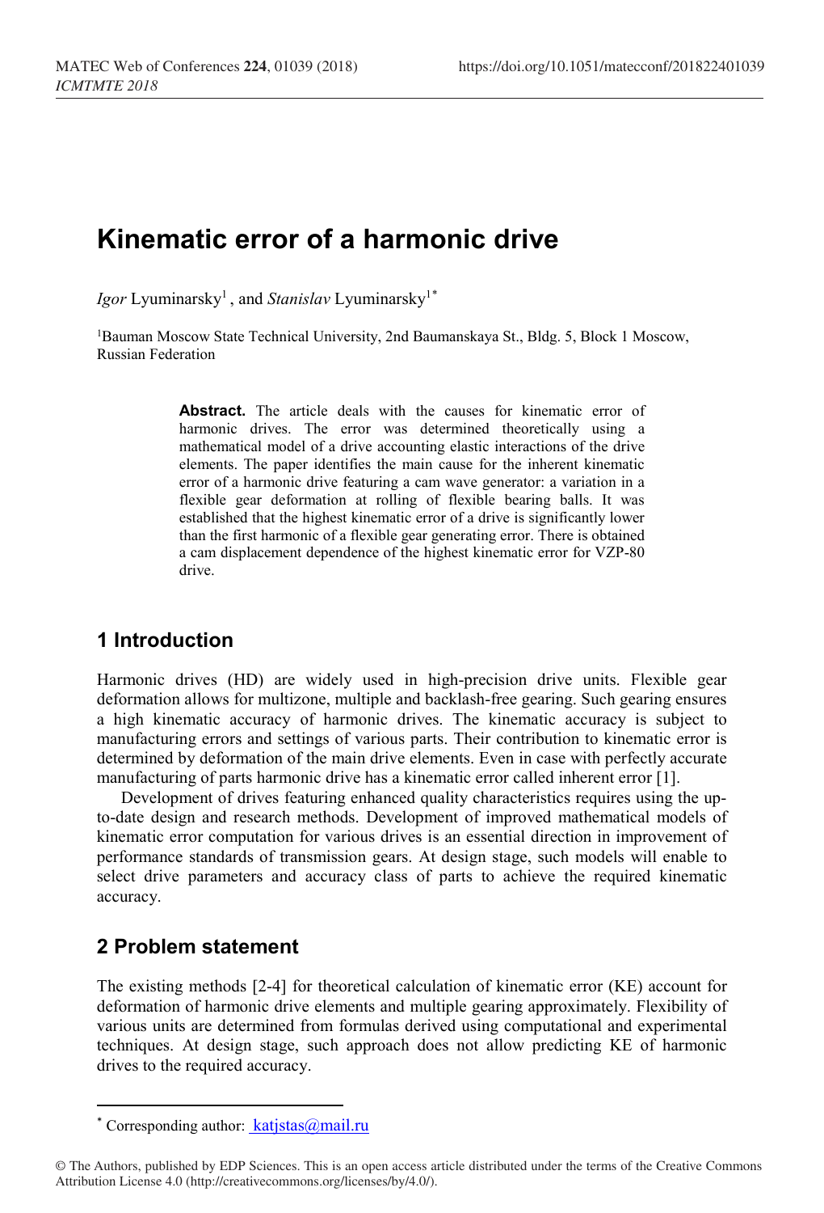// Kinematic error of a harmonic drive

*Igor* Lyuminarsky[1], and *Stanislav* Lyuminarsky[1*]

[1]Bauman Moscow State Technical University, 2nd Baumanskaya St., Bldg. 5, Block 1 Moscow, Russian Federation

**Abstract.** The article deals with the causes for kinematic error of harmonic drives. The error was determined theoretically using a mathematical model of a drive accounting elastic interactions of the drive elements. The paper identifies the main cause for the inherent kinematic error of a harmonic drive featuring a cam wave generator: a variation in a flexible gear deformation at rolling of flexible bearing balls. It was established that the highest kinematic error of a drive is significantly lower than the first harmonic of a flexible gear generating error. There is obtained a cam displacement dependence of the highest kinematic error for VZP-80 drive.

## 1 Introduction

Harmonic drives (HD) are widely used in high-precision drive units. Flexible gear deformation allows for multizone, multiple and backlash-free gearing. Such gearing ensures a high kinematic accuracy of harmonic drives. The kinematic accuracy is subject to manufacturing errors and settings of various parts. Their contribution to kinematic error is determined by deformation of the main drive elements. Even in case with perfectly accurate manufacturing of parts harmonic drive has a kinematic error called inherent error [1].

Development of drives featuring enhanced quality characteristics requires using the up-to-date design and research methods. Development of improved mathematical models of kinematic error computation for various drives is an essential direction in improvement of performance standards of transmission gears. At design stage, such models will enable to select drive parameters and accuracy class of parts to achieve the required kinematic accuracy.

## 2 Problem statement

The existing methods [2-4] for theoretical calculation of kinematic error (KE) account for deformation of harmonic drive elements and multiple gearing approximately. Flexibility of various units are determined from formulas derived using computational and experimental techniques. At design stage, such approach does not allow predicting KE of harmonic drives to the required accuracy.

[*] Corresponding author: katjstas@mail.ru

© The Authors, published by EDP Sciences. This is an open access article distributed under the terms of the Creative Commons Attribution License 4.0 (http://creativecommons.org/licenses/by/4.0/).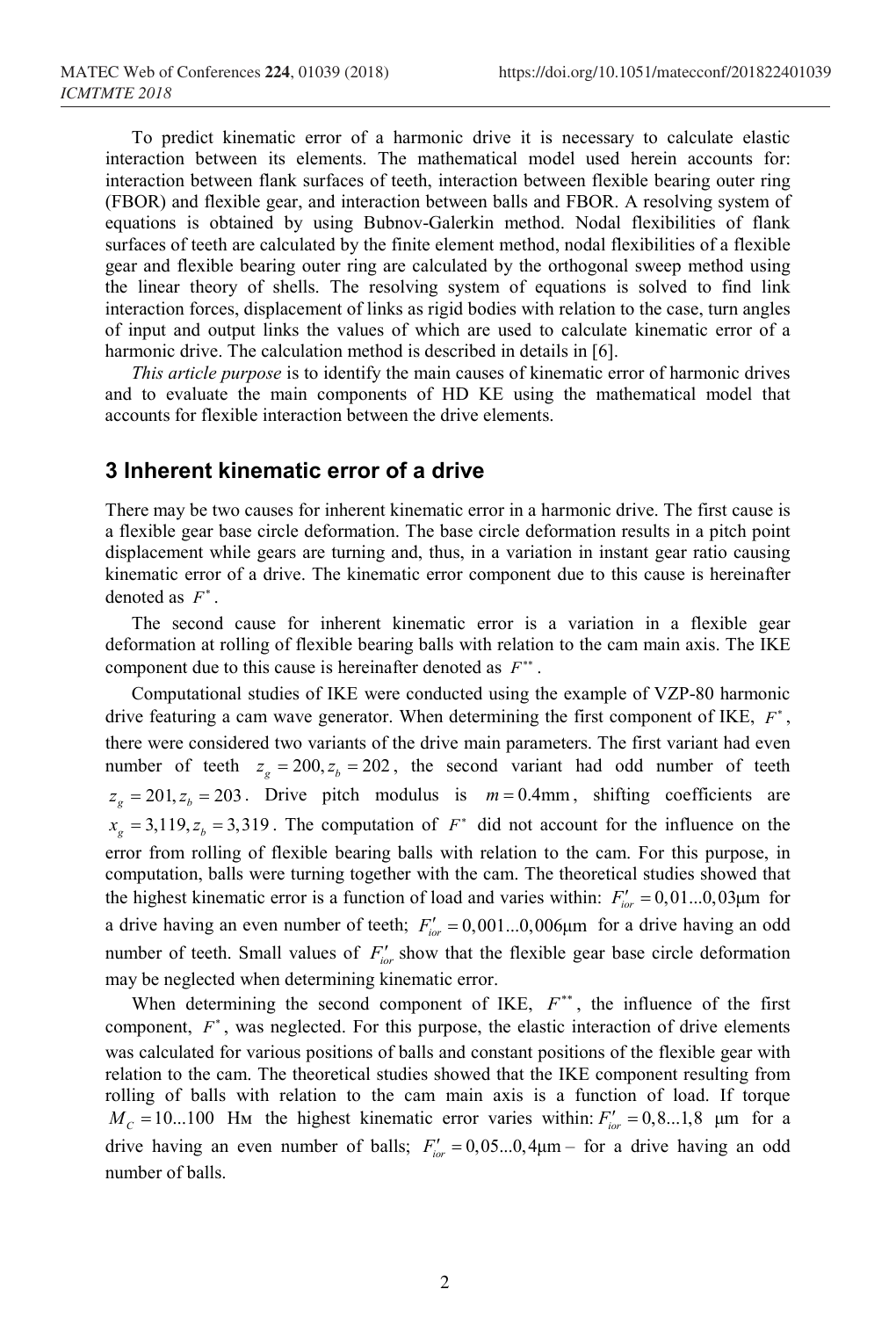To predict kinematic error of a harmonic drive it is necessary to calculate elastic interaction between its elements. The mathematical model used herein accounts for: interaction between flank surfaces of teeth, interaction between flexible bearing outer ring (FBOR) and flexible gear, and interaction between balls and FBOR. A resolving system of equations is obtained by using Bubnov-Galerkin method. Nodal flexibilities of flank surfaces of teeth are calculated by the finite element method, nodal flexibilities of a flexible gear and flexible bearing outer ring are calculated by the orthogonal sweep method using the linear theory of shells. The resolving system of equations is solved to find link interaction forces, displacement of links as rigid bodies with relation to the case, turn angles of input and output links the values of which are used to calculate kinematic error of a harmonic drive. The calculation method is described in details in [6].

*This article purpose* is to identify the main causes of kinematic error of harmonic drives and to evaluate the main components of HD KE using the mathematical model that accounts for flexible interaction between the drive elements.

## 3 Inherent kinematic error of a drive

There may be two causes for inherent kinematic error in a harmonic drive. The first cause is a flexible gear base circle deformation. The base circle deformation results in a pitch point displacement while gears are turning and, thus, in a variation in instant gear ratio causing kinematic error of a drive. The kinematic error component due to this cause is hereinafter denoted as $F^*$.

The second cause for inherent kinematic error is a variation in a flexible gear deformation at rolling of flexible bearing balls with relation to the cam main axis. The IKE component due to this cause is hereinafter denoted as $F^{**}$.

Computational studies of IKE were conducted using the example of VZP-80 harmonic drive featuring a cam wave generator. When determining the first component of IKE, $F^*$, there were considered two variants of the drive main parameters. The first variant had even number of teeth $z_g = 200, z_b = 202$, the second variant had odd number of teeth $z_g = 201, z_b = 203$. Drive pitch modulus is $m = 0.4\text{mm}$, shifting coefficients are $x_g = 3{,}119, z_b = 3{,}319$. The computation of $F^*$ did not account for the influence on the error from rolling of flexible bearing balls with relation to the cam. For this purpose, in computation, balls were turning together with the cam. The theoretical studies showed that the highest kinematic error is a function of load and varies within: $F'_{ior} = 0{,}01...0{,}03\mu\text{m}$ for a drive having an even number of teeth; $F'_{ior} = 0{,}001...0{,}006\mu\text{m}$ for a drive having an odd number of teeth. Small values of $F'_{ior}$ show that the flexible gear base circle deformation may be neglected when determining kinematic error.

When determining the second component of IKE, $F^{**}$, the influence of the first component, $F^*$, was neglected. For this purpose, the elastic interaction of drive elements was calculated for various positions of balls and constant positions of the flexible gear with relation to the cam. The theoretical studies showed that the IKE component resulting from rolling of balls with relation to the cam main axis is a function of load. If torque $M_C = 10...100$ Нм the highest kinematic error varies within: $F'_{ior} = 0{,}8...1{,}8$ μm for a drive having an even number of balls; $F'_{ior} = 0{,}05...0{,}4\mu\text{m}$ – for a drive having an odd number of balls.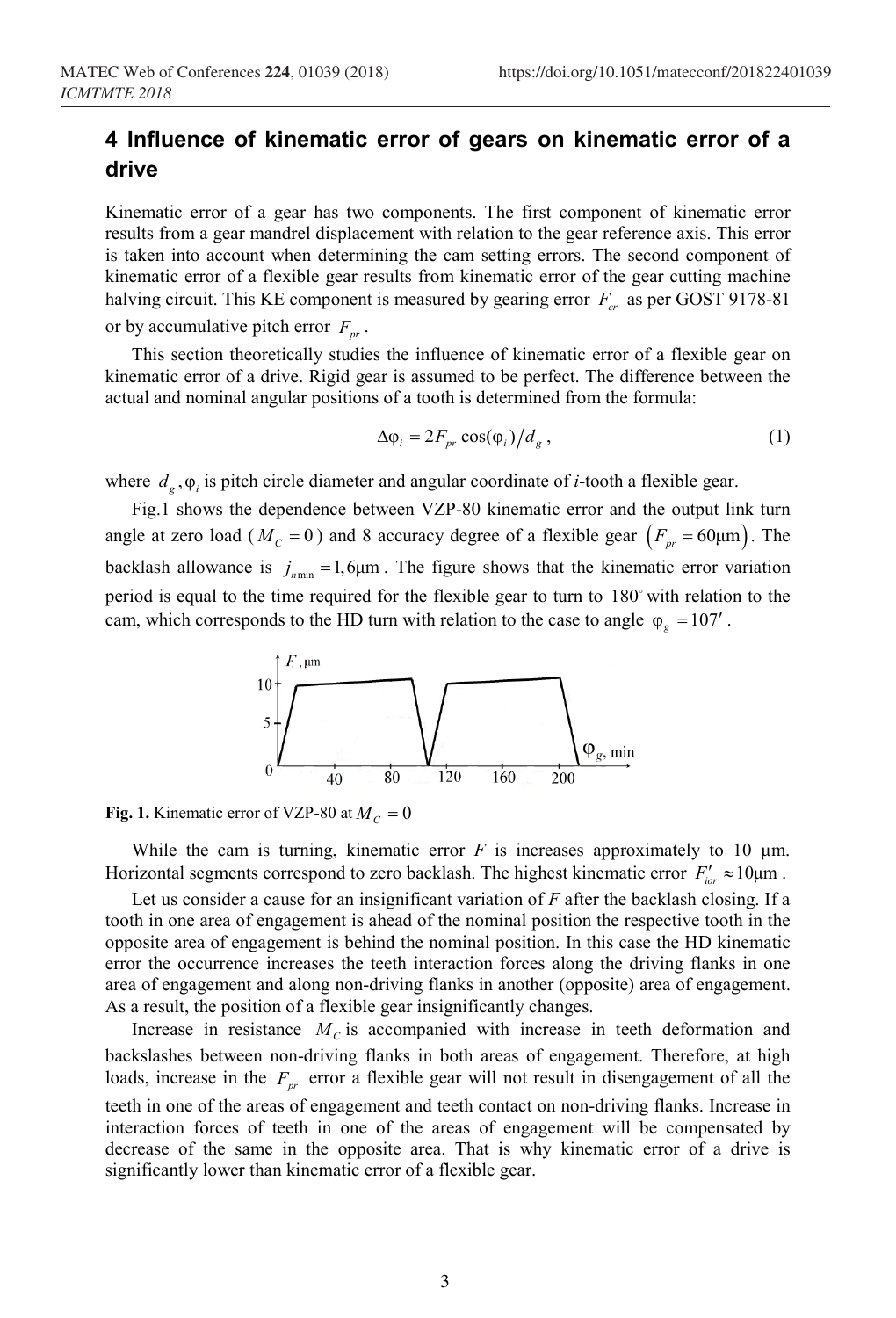## 4 Influence of kinematic error of gears on kinematic error of a drive

Kinematic error of a gear has two components. The first component of kinematic error results from a gear mandrel displacement with relation to the gear reference axis. This error is taken into account when determining the cam setting errors. The second component of kinematic error of a flexible gear results from kinematic error of the gear cutting machine halving circuit. This KE component is measured by gearing error $F_{cr}$ as per GOST 9178-81 or by accumulative pitch error $F_{pr}$.

This section theoretically studies the influence of kinematic error of a flexible gear on kinematic error of a drive. Rigid gear is assumed to be perfect. The difference between the actual and nominal angular positions of a tooth is determined from the formula:

$$\Delta\varphi_i = 2F_{pr}\cos(\varphi_i)/d_g\,, \tag{1}$$

where $d_g, \varphi_i$ is pitch circle diameter and angular coordinate of *i*-tooth a flexible gear.

Fig.1 shows the dependence between VZP-80 kinematic error and the output link turn angle at zero load ($M_C = 0$) and 8 accuracy degree of a flexible gear $\left(F_{pr} = 60\mu\text{m}\right)$. The backlash allowance is $j_{n\min} = 1{,}6\mu\text{m}$. The figure shows that the kinematic error variation period is equal to the time required for the flexible gear to turn to $180^\circ$ with relation to the cam, which corresponds to the HD turn with relation to the case to angle $\varphi_g = 107'$.

**Fig. 1.** Kinematic error of VZP-80 at $M_C = 0$

While the cam is turning, kinematic error $F$ is increases approximately to 10 μm. Horizontal segments correspond to zero backlash. The highest kinematic error $F'_{ior} \approx 10\mu\text{m}$.

Let us consider a cause for an insignificant variation of $F$ after the backlash closing. If a tooth in one area of engagement is ahead of the nominal position the respective tooth in the opposite area of engagement is behind the nominal position. In this case the HD kinematic error the occurrence increases the teeth interaction forces along the driving flanks in one area of engagement and along non-driving flanks in another (opposite) area of engagement. As a result, the position of a flexible gear insignificantly changes.

Increase in resistance $M_C$ is accompanied with increase in teeth deformation and backslashes between non-driving flanks in both areas of engagement. Therefore, at high loads, increase in the $F_{pr}$ error a flexible gear will not result in disengagement of all the teeth in one of the areas of engagement and teeth contact on non-driving flanks. Increase in interaction forces of teeth in one of the areas of engagement will be compensated by decrease of the same in the opposite area. That is why kinematic error of a drive is significantly lower than kinematic error of a flexible gear.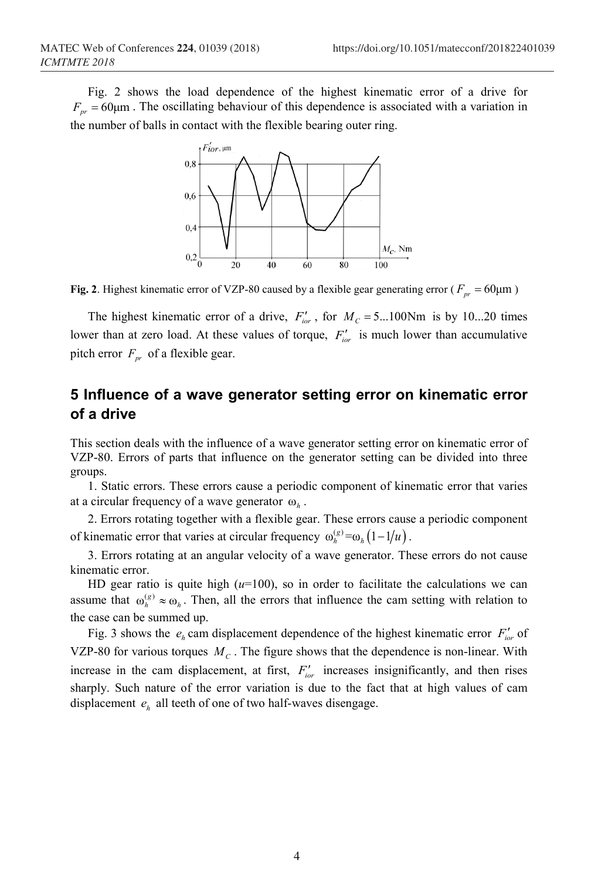Fig. 2 shows the load dependence of the highest kinematic error of a drive for $F_{pr} = 60\mu\text{m}$ . The oscillating behaviour of this dependence is associated with a variation in the number of balls in contact with the flexible bearing outer ring.

**Fig. 2**. Highest kinematic error of VZP-80 caused by a flexible gear generating error ( $F_{pr} = 60\mu\text{m}$ )

The highest kinematic error of a drive, $F'_{ior}$ , for $M_C = 5...100\text{Nm}$ is by 10...20 times lower than at zero load. At these values of torque, $F'_{ior}$ is much lower than accumulative pitch error $F_{pr}$ of a flexible gear.

## 5 Influence of a wave generator setting error on kinematic error of a drive

This section deals with the influence of a wave generator setting error on kinematic error of VZP-80. Errors of parts that influence on the generator setting can be divided into three groups.

1. Static errors. These errors cause a periodic component of kinematic error that varies at a circular frequency of a wave generator $\omega_h$ .

2. Errors rotating together with a flexible gear. These errors cause a periodic component of kinematic error that varies at circular frequency $\omega_h^{(g)}=\omega_h\left(1-1/u\right)$ .

3. Errors rotating at an angular velocity of a wave generator. These errors do not cause kinematic error.

HD gear ratio is quite high ($u$=100), so in order to facilitate the calculations we can assume that $\omega_h^{(g)} \approx \omega_h$ . Then, all the errors that influence the cam setting with relation to the case can be summed up.

Fig. 3 shows the $e_h$ cam displacement dependence of the highest kinematic error $F'_{ior}$ of VZP-80 for various torques $M_C$ . The figure shows that the dependence is non-linear. With increase in the cam displacement, at first, $F'_{ior}$ increases insignificantly, and then rises sharply. Such nature of the error variation is due to the fact that at high values of cam displacement $e_h$ all teeth of one of two half-waves disengage.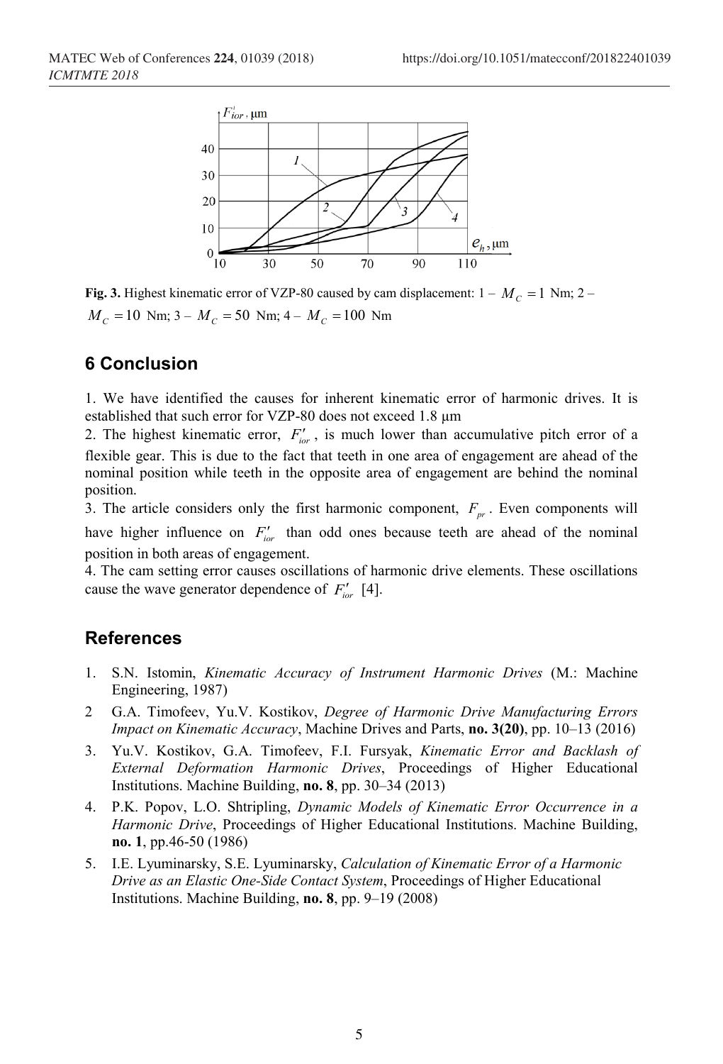$F'_{ior}$, µm

40

30

20

10

0

10 30 50 70 90 110

$e_h$, µm

1

2

3

4

**Fig. 3.** Highest kinematic error of VZP-80 caused by cam displacement: 1 – $M_C = 1$ Nm; 2 – $M_C = 10$ Nm; 3 – $M_C = 50$ Nm; 4 – $M_C = 100$ Nm

## 6 Conclusion

1. We have identified the causes for inherent kinematic error of harmonic drives. It is established that such error for VZP-80 does not exceed 1.8 µm
2. The highest kinematic error, $F'_{ior}$, is much lower than accumulative pitch error of a flexible gear. This is due to the fact that teeth in one area of engagement are ahead of the nominal position while teeth in the opposite area of engagement are behind the nominal position.
3. The article considers only the first harmonic component, $F_{pr}$. Even components will have higher influence on $F'_{ior}$ than odd ones because teeth are ahead of the nominal position in both areas of engagement.
4. The cam setting error causes oscillations of harmonic drive elements. These oscillations cause the wave generator dependence of $F'_{ior}$ [4].

## References

1. S.N. Istomin, *Kinematic Accuracy of Instrument Harmonic Drives* (M.: Machine Engineering, 1987)
2. G.A. Timofeev, Yu.V. Kostikov, *Degree of Harmonic Drive Manufacturing Errors Impact on Kinematic Accuracy*, Machine Drives and Parts, **no. 3(20)**, pp. 10–13 (2016)
3. Yu.V. Kostikov, G.A. Timofeev, F.I. Fursyak, *Kinematic Error and Backlash of External Deformation Harmonic Drives*, Proceedings of Higher Educational Institutions. Machine Building, **no. 8**, pp. 30–34 (2013)
4. P.K. Popov, L.O. Shtripling, *Dynamic Models of Kinematic Error Occurrence in a Harmonic Drive*, Proceedings of Higher Educational Institutions. Machine Building, **no. 1**, pp.46-50 (1986)
5. I.E. Lyuminarsky, S.E. Lyuminarsky, *Calculation of Kinematic Error of a Harmonic Drive as an Elastic One-Side Contact System*, Proceedings of Higher Educational Institutions. Machine Building, **no. 8**, pp. 9–19 (2008)